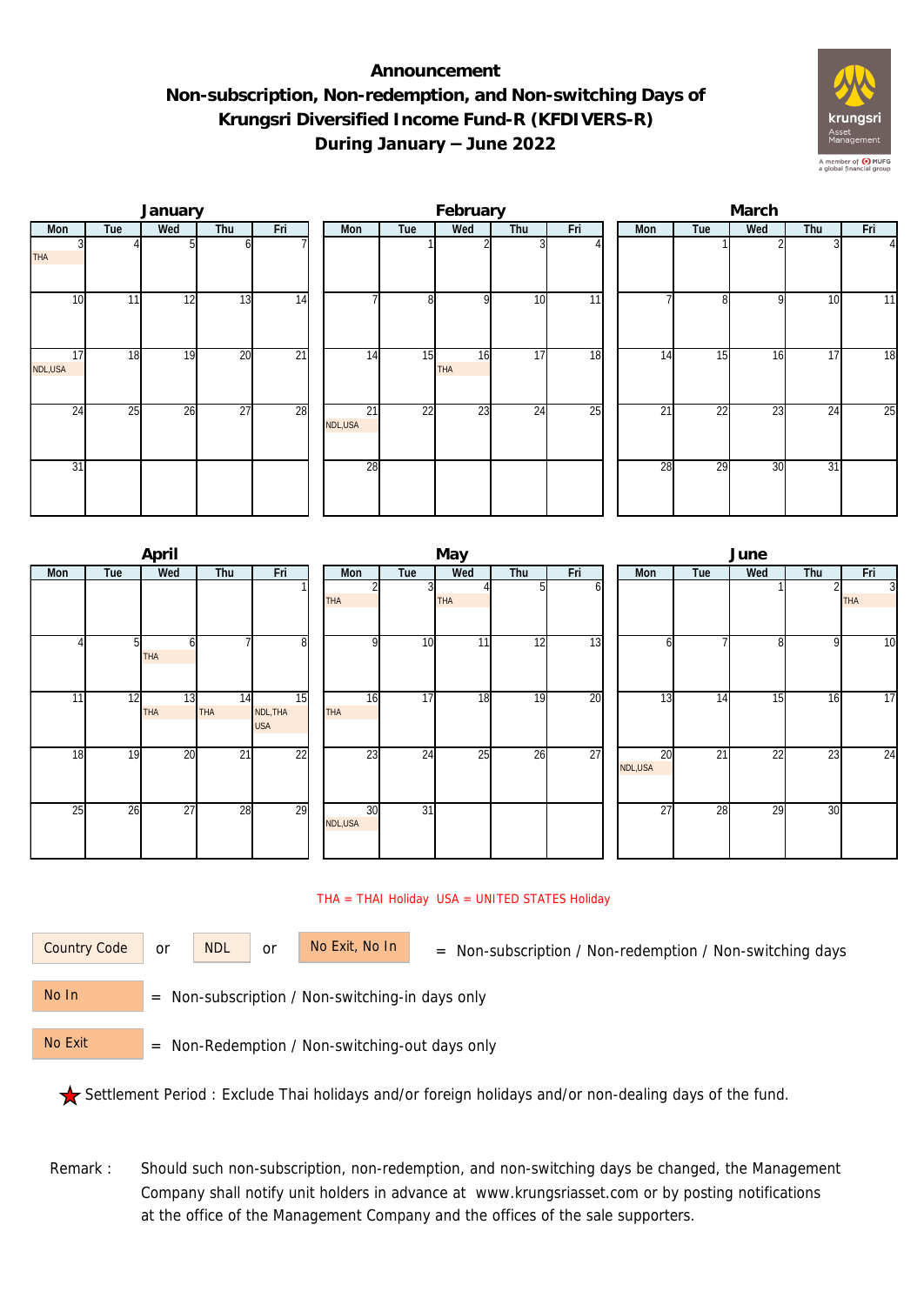# Announcement
## Non-subscription, Non-redemption, and Non-switching Days of Krungsri Diversified Income Fund-R (KFDIVERS-R)
## During January – June 2022

### January

| Mon | Tue | Wed | Thu | Fri |
|---|---|---|---|---|
| 3 THA | 4 | 5 | 6 | 7 |
| 10 | 11 | 12 | 13 | 14 |
| 17 NDL,USA | 18 | 19 | 20 | 21 |
| 24 | 25 | 26 | 27 | 28 |
| 31 | | | | |

### February

| Mon | Tue | Wed | Thu | Fri |
|---|---|---|---|---|
| | 1 | 2 | 3 | 4 |
| 7 | 8 | 9 | 10 | 11 |
| 14 | 15 | 16 THA | 17 | 18 |
| 21 NDL,USA | 22 | 23 | 24 | 25 |
| 28 | | | | |

### March

| Mon | Tue | Wed | Thu | Fri |
|---|---|---|---|---|
| | 1 | 2 | 3 | 4 |
| 7 | 8 | 9 | 10 | 11 |
| 14 | 15 | 16 | 17 | 18 |
| 21 | 22 | 23 | 24 | 25 |
| 28 | 29 | 30 | 31 | |

### April

| Mon | Tue | Wed | Thu | Fri |
|---|---|---|---|---|
| | | | | 1 |
| 4 | 5 | 6 THA | 7 | 8 |
| 11 | 12 | 13 THA | 14 THA | 15 NDL,THA USA |
| 18 | 19 | 20 | 21 | 22 |
| 25 | 26 | 27 | 28 | 29 |

### May

| Mon | Tue | Wed | Thu | Fri |
|---|---|---|---|---|
| 2 THA | 3 | 4 THA | 5 | 6 |
| 9 | 10 | 11 | 12 | 13 |
| 16 THA | 17 | 18 | 19 | 20 |
| 23 | 24 | 25 | 26 | 27 |
| 30 NDL,USA | 31 | | | |

### June

| Mon | Tue | Wed | Thu | Fri |
|---|---|---|---|---|
| | | 1 | 2 | 3 THA |
| 6 | 7 | 8 | 9 | 10 |
| 13 | 14 | 15 | 16 | 17 |
| 20 NDL,USA | 21 | 22 | 23 | 24 |
| 27 | 28 | 29 | 30 | |

THA = THAI Holiday USA = UNITED STATES Holiday

Country Code or NDL or No Exit, No In = Non-subscription / Non-redemption / Non-switching days

No In = Non-subscription / Non-switching-in days only

No Exit = Non-Redemption / Non-switching-out days only

★ Settlement Period : Exclude Thai holidays and/or foreign holidays and/or non-dealing days of the fund.

Remark : Should such non-subscription, non-redemption, and non-switching days be changed, the Management Company shall notify unit holders in advance at www.krungsriasset.com or by posting notifications at the office of the Management Company and the offices of the sale supporters.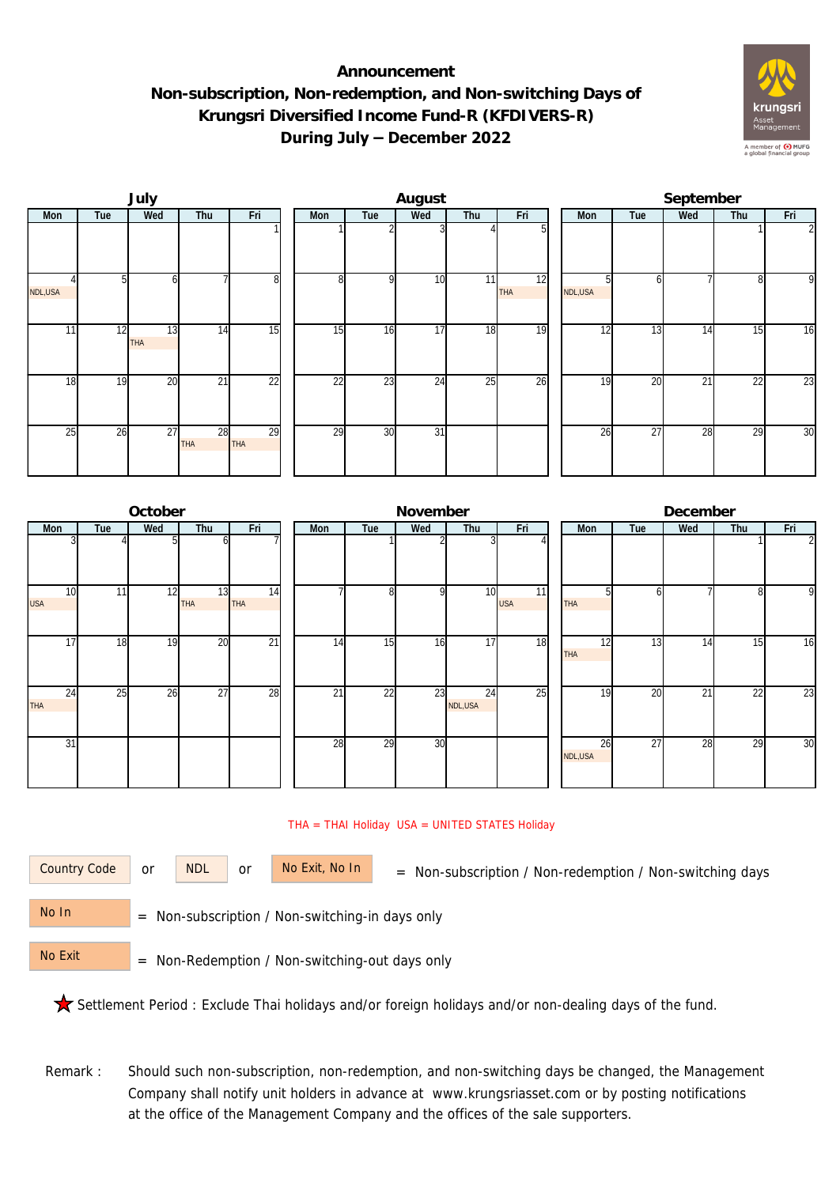# Announcement
## Non-subscription, Non-redemption, and Non-switching Days of Krungsri Diversified Income Fund-R (KFDIVERS-R) During July – December 2022

### July

| Mon | Tue | Wed | Thu | Fri |
|---|---|---|---|---|
| | | | | 1 |
| 4 NDL,USA | 5 | 6 | 7 | 8 |
| 11 | 12 | 13 THA | 14 | 15 |
| 18 | 19 | 20 | 21 | 22 |
| 25 | 26 | 27 | 28 THA | 29 THA |

### August

| Mon | Tue | Wed | Thu | Fri |
|---|---|---|---|---|
| 1 | 2 | 3 | 4 | 5 |
| 8 | 9 | 10 | 11 | 12 THA |
| 15 | 16 | 17 | 18 | 19 |
| 22 | 23 | 24 | 25 | 26 |
| 29 | 30 | 31 | | |

### September

| Mon | Tue | Wed | Thu | Fri |
|---|---|---|---|---|
| | | | 1 | 2 |
| 5 NDL,USA | 6 | 7 | 8 | 9 |
| 12 | 13 | 14 | 15 | 16 |
| 19 | 20 | 21 | 22 | 23 |
| 26 | 27 | 28 | 29 | 30 |

### October

| Mon | Tue | Wed | Thu | Fri |
|---|---|---|---|---|
| 3 | 4 | 5 | 6 | 7 |
| 10 USA | 11 | 12 | 13 THA | 14 THA |
| 17 | 18 | 19 | 20 | 21 |
| 24 THA | 25 | 26 | 27 | 28 |
| 31 | | | | |

### November

| Mon | Tue | Wed | Thu | Fri |
|---|---|---|---|---|
| | 1 | 2 | 3 | 4 |
| 7 | 8 | 9 | 10 | 11 USA |
| 14 | 15 | 16 | 17 | 18 |
| 21 | 22 | 23 | 24 NDL,USA | 25 |
| 28 | 29 | 30 | | |

### December

| Mon | Tue | Wed | Thu | Fri |
|---|---|---|---|---|
| | | | 1 | 2 |
| 5 THA | 6 | 7 | 8 | 9 |
| 12 THA | 13 | 14 | 15 | 16 |
| 19 | 20 | 21 | 22 | 23 |
| 26 NDL,USA | 27 | 28 | 29 | 30 |

THA = THAI Holiday USA = UNITED STATES Holiday

Country Code or NDL or No Exit, No In = Non-subscription / Non-redemption / Non-switching days

No In = Non-subscription / Non-switching-in days only

No Exit = Non-Redemption / Non-switching-out days only

★ Settlement Period : Exclude Thai holidays and/or foreign holidays and/or non-dealing days of the fund.

Remark : Should such non-subscription, non-redemption, and non-switching days be changed, the Management Company shall notify unit holders in advance at www.krungsriasset.com or by posting notifications at the office of the Management Company and the offices of the sale supporters.